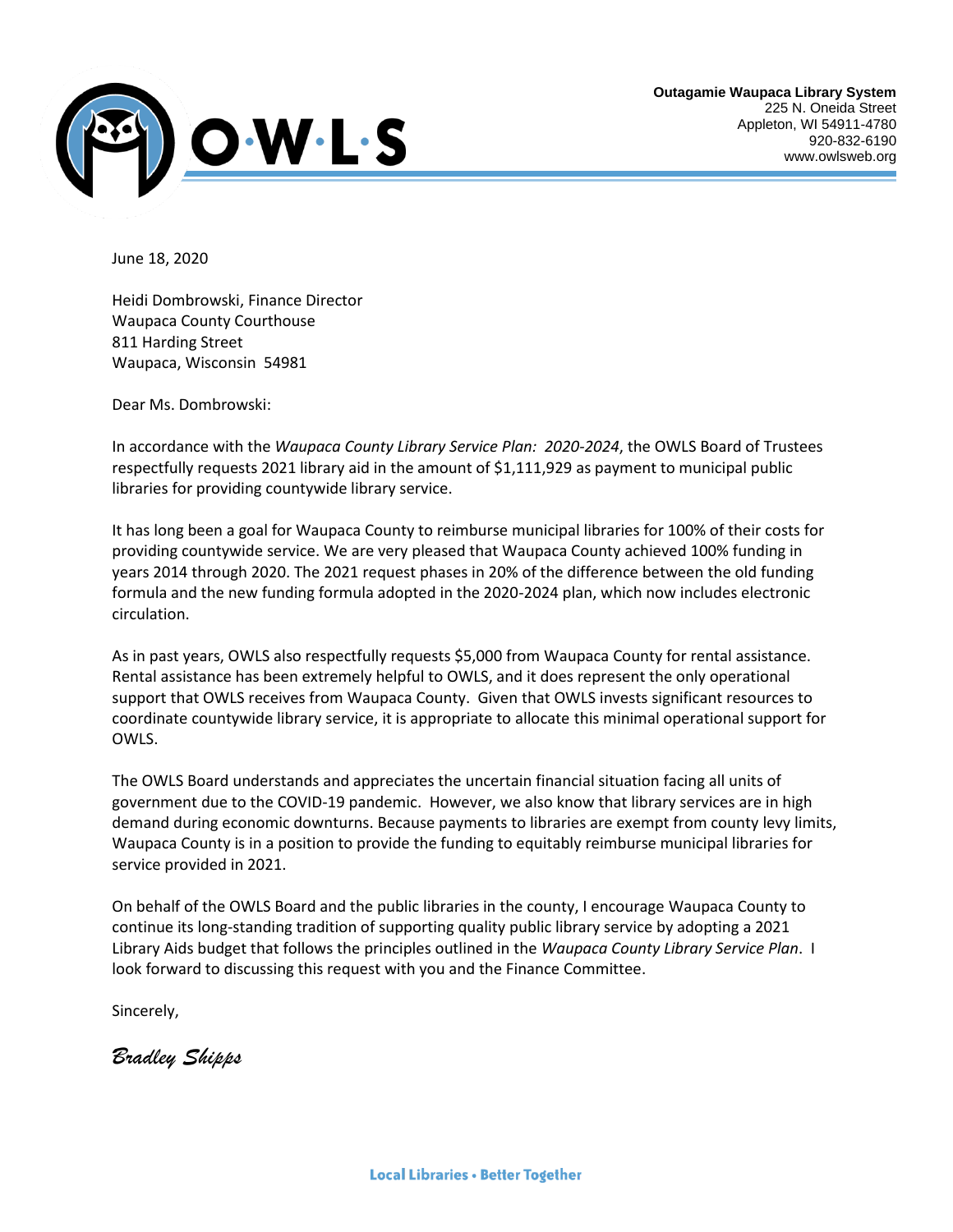**Outagamie Waupaca Library System**
225 N. Oneida Street
Appleton, WI 54911-4780
920-832-6190
www.owlsweb.org

June 18, 2020

Heidi Dombrowski, Finance Director
Waupaca County Courthouse
811 Harding Street
Waupaca, Wisconsin 54981

Dear Ms. Dombrowski:

In accordance with the *Waupaca County Library Service Plan: 2020-2024*, the OWLS Board of Trustees respectfully requests 2021 library aid in the amount of $1,111,929 as payment to municipal public libraries for providing countywide library service.

It has long been a goal for Waupaca County to reimburse municipal libraries for 100% of their costs for providing countywide service. We are very pleased that Waupaca County achieved 100% funding in years 2014 through 2020. The 2021 request phases in 20% of the difference between the old funding formula and the new funding formula adopted in the 2020-2024 plan, which now includes electronic circulation.

As in past years, OWLS also respectfully requests $5,000 from Waupaca County for rental assistance. Rental assistance has been extremely helpful to OWLS, and it does represent the only operational support that OWLS receives from Waupaca County. Given that OWLS invests significant resources to coordinate countywide library service, it is appropriate to allocate this minimal operational support for OWLS.

The OWLS Board understands and appreciates the uncertain financial situation facing all units of government due to the COVID-19 pandemic. However, we also know that library services are in high demand during economic downturns. Because payments to libraries are exempt from county levy limits, Waupaca County is in a position to provide the funding to equitably reimburse municipal libraries for service provided in 2021.

On behalf of the OWLS Board and the public libraries in the county, I encourage Waupaca County to continue its long-standing tradition of supporting quality public library service by adopting a 2021 Library Aids budget that follows the principles outlined in the *Waupaca County Library Service Plan*. I look forward to discussing this request with you and the Finance Committee.

Sincerely,

*Bradley Shipps*

Local Libraries • Better Together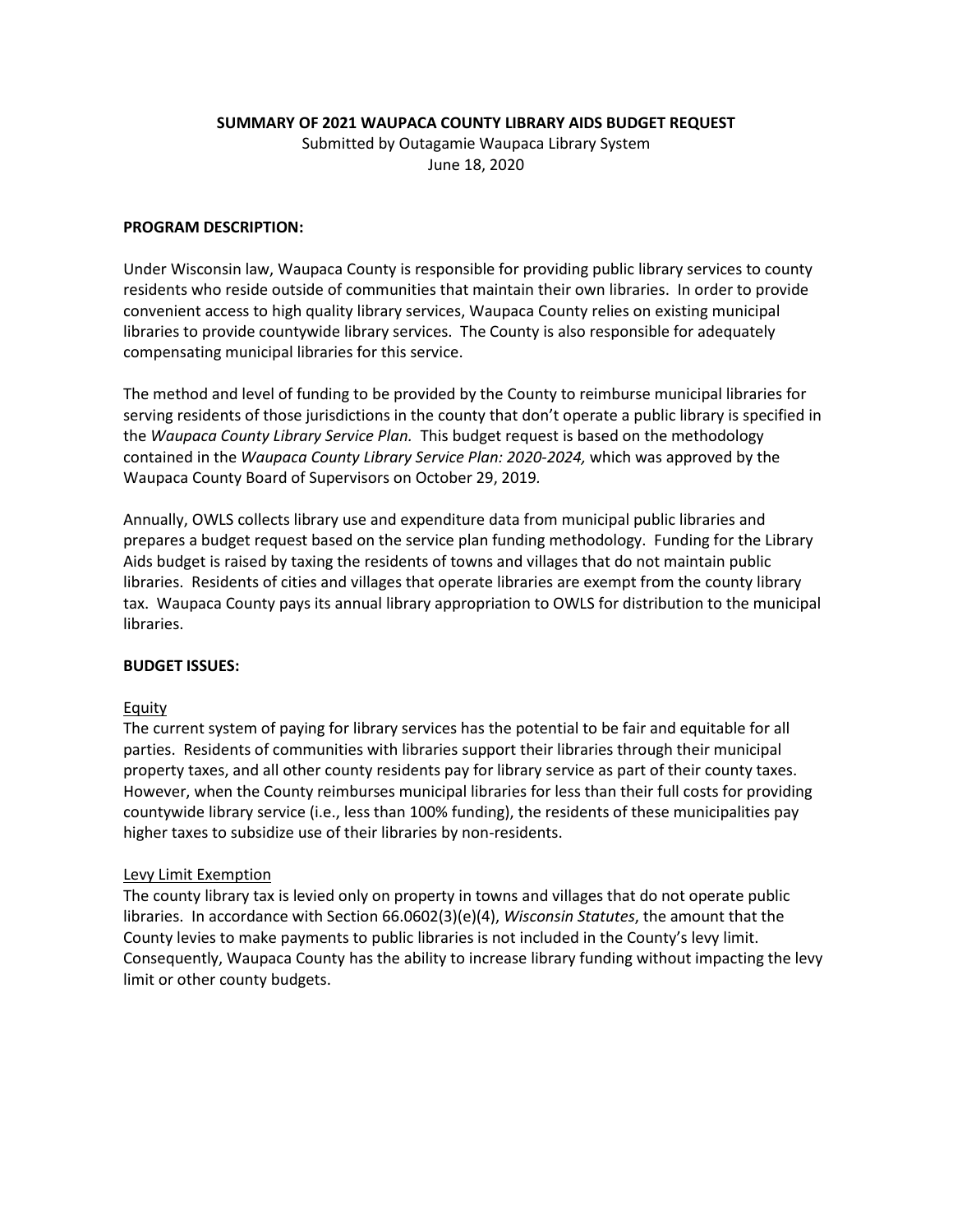**SUMMARY OF 2021 WAUPACA COUNTY LIBRARY AIDS BUDGET REQUEST**

Submitted by Outagamie Waupaca Library System

June 18, 2020

**PROGRAM DESCRIPTION:**

Under Wisconsin law, Waupaca County is responsible for providing public library services to county residents who reside outside of communities that maintain their own libraries. In order to provide convenient access to high quality library services, Waupaca County relies on existing municipal libraries to provide countywide library services. The County is also responsible for adequately compensating municipal libraries for this service.

The method and level of funding to be provided by the County to reimburse municipal libraries for serving residents of those jurisdictions in the county that don't operate a public library is specified in the *Waupaca County Library Service Plan.* This budget request is based on the methodology contained in the *Waupaca County Library Service Plan: 2020-2024,* which was approved by the Waupaca County Board of Supervisors on October 29, 2019.

Annually, OWLS collects library use and expenditure data from municipal public libraries and prepares a budget request based on the service plan funding methodology. Funding for the Library Aids budget is raised by taxing the residents of towns and villages that do not maintain public libraries. Residents of cities and villages that operate libraries are exempt from the county library tax. Waupaca County pays its annual library appropriation to OWLS for distribution to the municipal libraries.

**BUDGET ISSUES:**

Equity

The current system of paying for library services has the potential to be fair and equitable for all parties. Residents of communities with libraries support their libraries through their municipal property taxes, and all other county residents pay for library service as part of their county taxes. However, when the County reimburses municipal libraries for less than their full costs for providing countywide library service (i.e., less than 100% funding), the residents of these municipalities pay higher taxes to subsidize use of their libraries by non-residents.

Levy Limit Exemption

The county library tax is levied only on property in towns and villages that do not operate public libraries. In accordance with Section 66.0602(3)(e)(4), *Wisconsin Statutes*, the amount that the County levies to make payments to public libraries is not included in the County's levy limit. Consequently, Waupaca County has the ability to increase library funding without impacting the levy limit or other county budgets.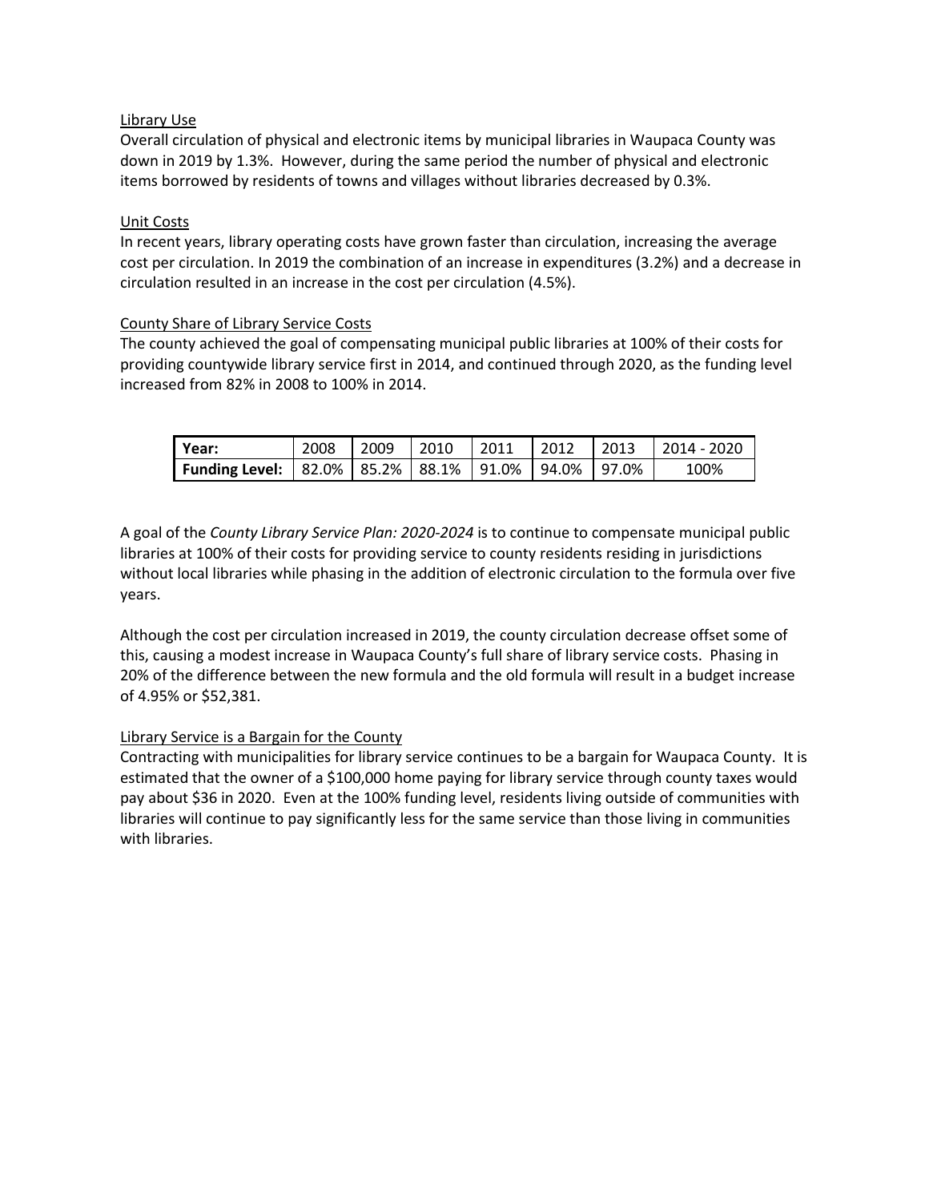Library Use

Overall circulation of physical and electronic items by municipal libraries in Waupaca County was down in 2019 by 1.3%. However, during the same period the number of physical and electronic items borrowed by residents of towns and villages without libraries decreased by 0.3%.

Unit Costs

In recent years, library operating costs have grown faster than circulation, increasing the average cost per circulation. In 2019 the combination of an increase in expenditures (3.2%) and a decrease in circulation resulted in an increase in the cost per circulation (4.5%).

County Share of Library Service Costs

The county achieved the goal of compensating municipal public libraries at 100% of their costs for providing countywide library service first in 2014, and continued through 2020, as the funding level increased from 82% in 2008 to 100% in 2014.

| **Year:** | 2008 | 2009 | 2010 | 2011 | 2012 | 2013 | 2014 - 2020 |
|---|---|---|---|---|---|---|---|
| **Funding Level:** | 82.0% | 85.2% | 88.1% | 91.0% | 94.0% | 97.0% | 100% |

A goal of the *County Library Service Plan: 2020-2024* is to continue to compensate municipal public libraries at 100% of their costs for providing service to county residents residing in jurisdictions without local libraries while phasing in the addition of electronic circulation to the formula over five years.

Although the cost per circulation increased in 2019, the county circulation decrease offset some of this, causing a modest increase in Waupaca County's full share of library service costs. Phasing in 20% of the difference between the new formula and the old formula will result in a budget increase of 4.95% or $52,381.

Library Service is a Bargain for the County

Contracting with municipalities for library service continues to be a bargain for Waupaca County. It is estimated that the owner of a $100,000 home paying for library service through county taxes would pay about $36 in 2020. Even at the 100% funding level, residents living outside of communities with libraries will continue to pay significantly less for the same service than those living in communities with libraries.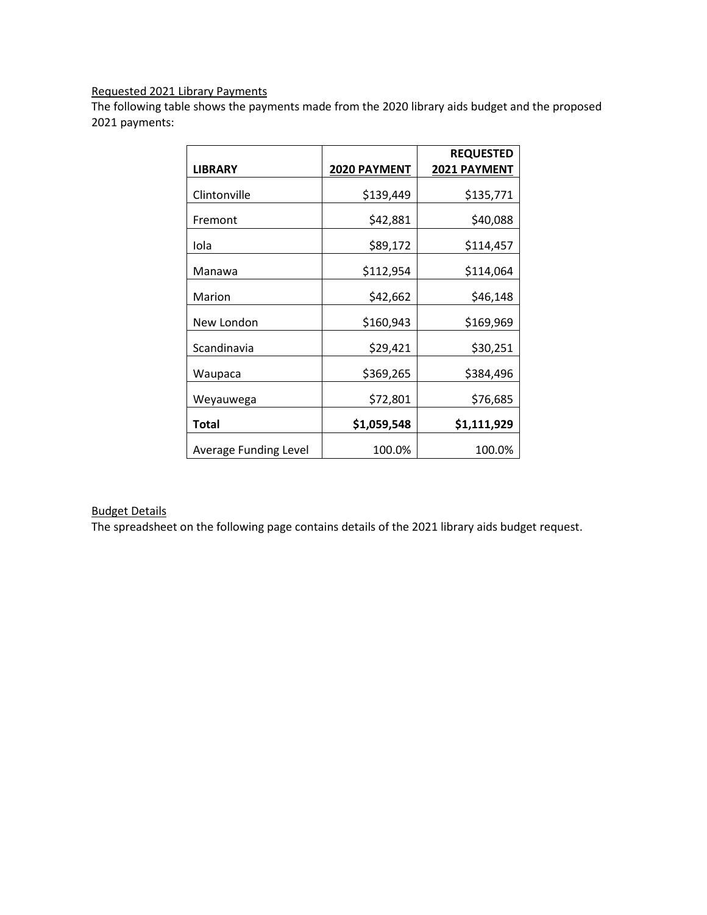Requested 2021 Library Payments

The following table shows the payments made from the 2020 library aids budget and the proposed 2021 payments:

| LIBRARY | 2020 PAYMENT | REQUESTED 2021 PAYMENT |
|---|---:|---:|
| Clintonville | $139,449 | $135,771 |
| Fremont | $42,881 | $40,088 |
| Iola | $89,172 | $114,457 |
| Manawa | $112,954 | $114,064 |
| Marion | $42,662 | $46,148 |
| New London | $160,943 | $169,969 |
| Scandinavia | $29,421 | $30,251 |
| Waupaca | $369,265 | $384,496 |
| Weyauwega | $72,801 | $76,685 |
| **Total** | **$1,059,548** | **$1,111,929** |
| Average Funding Level | 100.0% | 100.0% |

Budget Details

The spreadsheet on the following page contains details of the 2021 library aids budget request.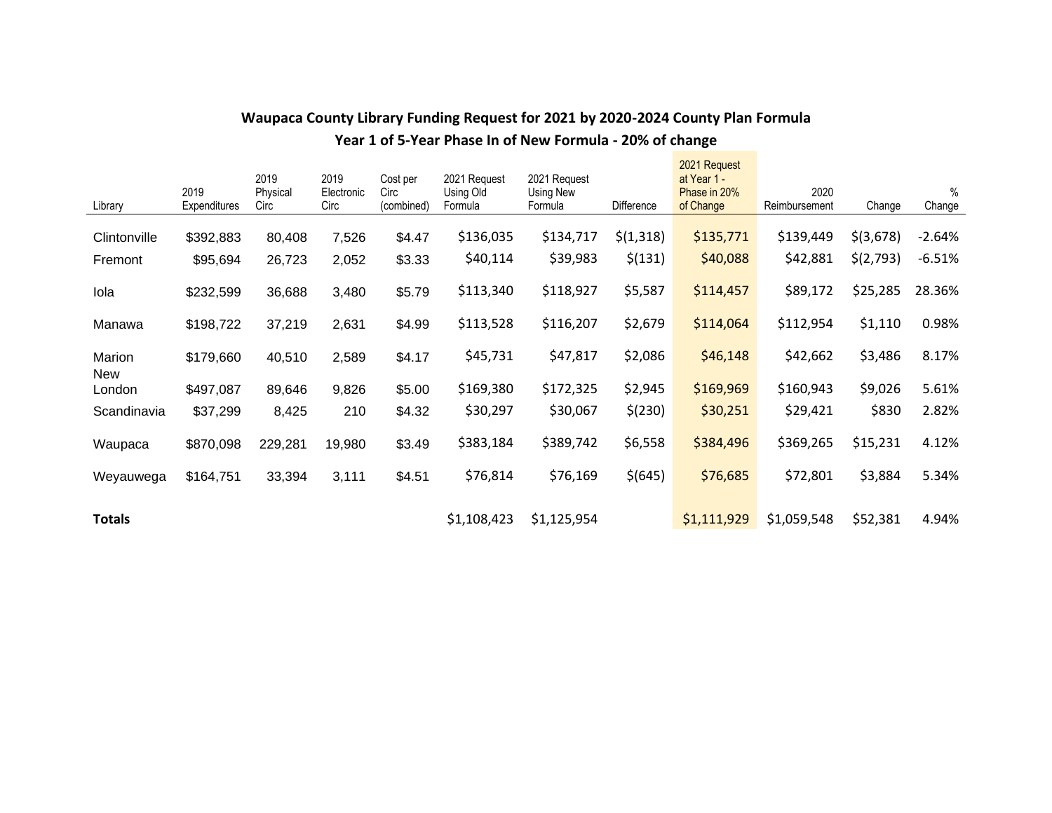## Waupaca County Library Funding Request for 2021 by 2020-2024 County Plan Formula

### Year 1 of 5-Year Phase In of New Formula - 20% of change

| Library | 2019 Expenditures | 2019 Physical Circ | 2019 Electronic Circ | Cost per Circ (combined) | 2021 Request Using Old Formula | 2021 Request Using New Formula | Difference | 2021 Request at Year 1 - Phase in 20% of Change | 2020 Reimbursement | Change | % Change |
|---|---|---|---|---|---|---|---|---|---|---|---|
| Clintonville | $392,883 | 80,408 | 7,526 | $4.47 | $136,035 | $134,717 | $(1,318) | $135,771 | $139,449 | $(3,678) | -2.64% |
| Fremont | $95,694 | 26,723 | 2,052 | $3.33 | $40,114 | $39,983 | $(131) | $40,088 | $42,881 | $(2,793) | -6.51% |
| Iola | $232,599 | 36,688 | 3,480 | $5.79 | $113,340 | $118,927 | $5,587 | $114,457 | $89,172 | $25,285 | 28.36% |
| Manawa | $198,722 | 37,219 | 2,631 | $4.99 | $113,528 | $116,207 | $2,679 | $114,064 | $112,954 | $1,110 | 0.98% |
| Marion | $179,660 | 40,510 | 2,589 | $4.17 | $45,731 | $47,817 | $2,086 | $46,148 | $42,662 | $3,486 | 8.17% |
| New London | $497,087 | 89,646 | 9,826 | $5.00 | $169,380 | $172,325 | $2,945 | $169,969 | $160,943 | $9,026 | 5.61% |
| Scandinavia | $37,299 | 8,425 | 210 | $4.32 | $30,297 | $30,067 | $(230) | $30,251 | $29,421 | $830 | 2.82% |
| Waupaca | $870,098 | 229,281 | 19,980 | $3.49 | $383,184 | $389,742 | $6,558 | $384,496 | $369,265 | $15,231 | 4.12% |
| Weyauwega | $164,751 | 33,394 | 3,111 | $4.51 | $76,814 | $76,169 | $(645) | $76,685 | $72,801 | $3,884 | 5.34% |
| **Totals** | | | | | $1,108,423 | $1,125,954 | | $1,111,929 | $1,059,548 | $52,381 | 4.94% |